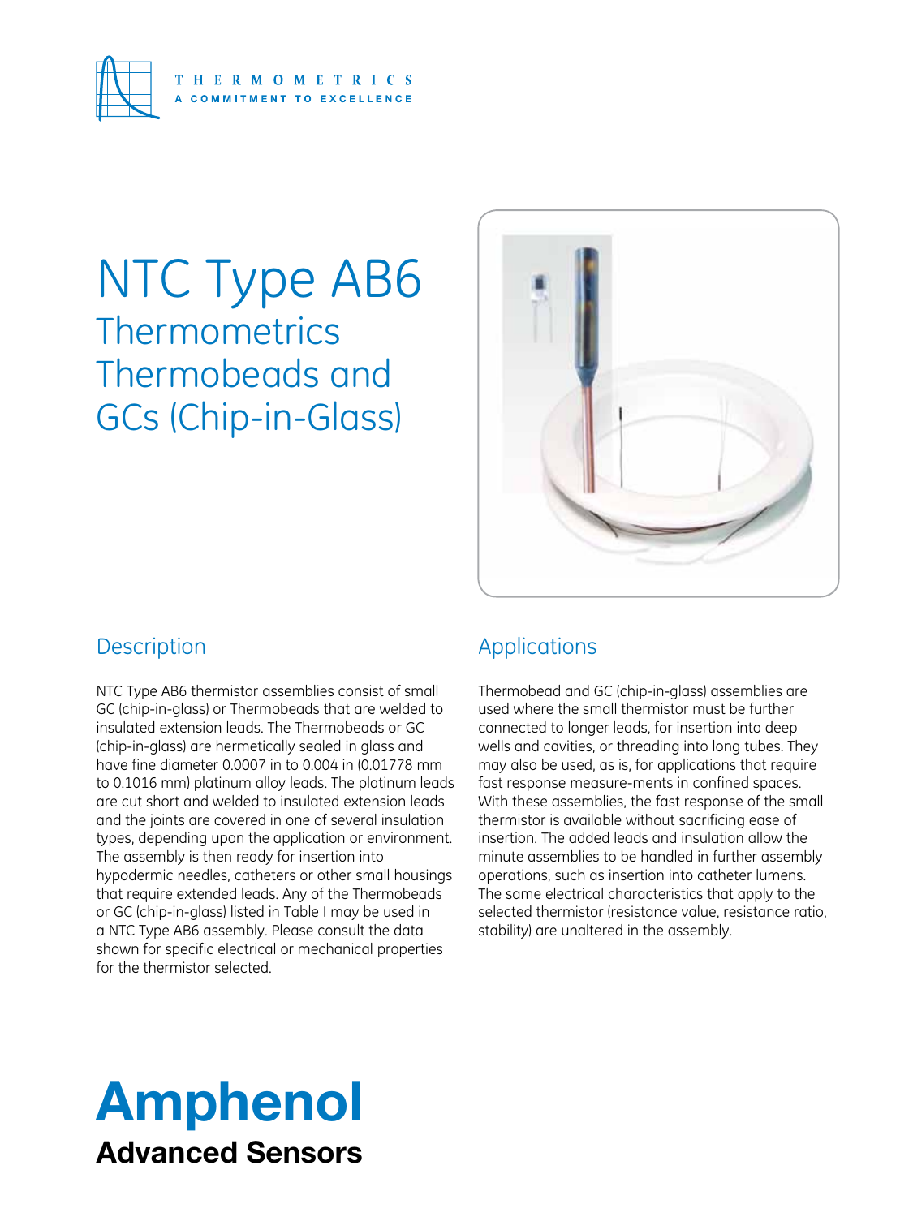THERMOMETRICS
A COMMITMENT TO EXCELLENCE

# NTC Type AB6

## Thermometrics Thermobeads and GCs (Chip-in-Glass)

## Description

NTC Type AB6 thermistor assemblies consist of small GC (chip-in-glass) or Thermobeads that are welded to insulated extension leads. The Thermobeads or GC (chip-in-glass) are hermetically sealed in glass and have fine diameter 0.0007 in to 0.004 in (0.01778 mm to 0.1016 mm) platinum alloy leads. The platinum leads are cut short and welded to insulated extension leads and the joints are covered in one of several insulation types, depending upon the application or environment. The assembly is then ready for insertion into hypodermic needles, catheters or other small housings that require extended leads. Any of the Thermobeads or GC (chip-in-glass) listed in Table I may be used in a NTC Type AB6 assembly. Please consult the data shown for specific electrical or mechanical properties for the thermistor selected.

## Applications

Thermobead and GC (chip-in-glass) assemblies are used where the small thermistor must be further connected to longer leads, for insertion into deep wells and cavities, or threading into long tubes. They may also be used, as is, for applications that require fast response measure-ments in confined spaces. With these assemblies, the fast response of the small thermistor is available without sacrificing ease of insertion. The added leads and insulation allow the minute assemblies to be handled in further assembly operations, such as insertion into catheter lumens. The same electrical characteristics that apply to the selected thermistor (resistance value, resistance ratio, stability) are unaltered in the assembly.

**Amphenol**
**Advanced Sensors**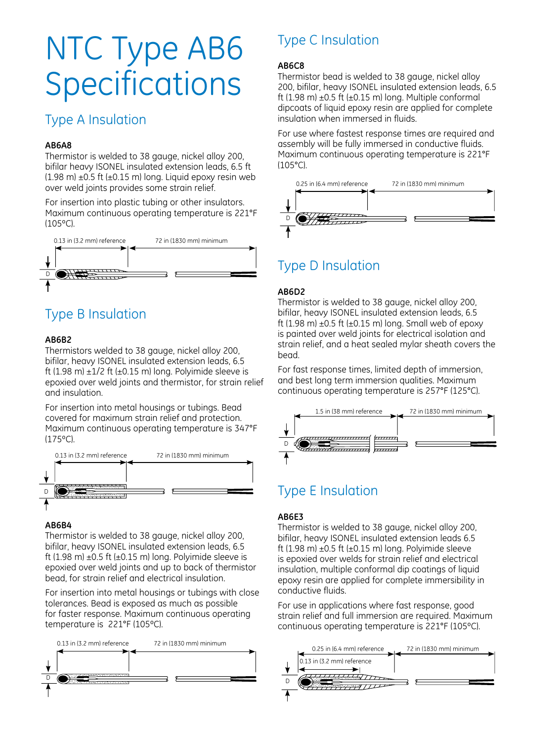# NTC Type AB6 Specifications

## Type A Insulation

### AB6A8

Thermistor is welded to 38 gauge, nickel alloy 200, bifilar heavy ISONEL insulated extension leads, 6.5 ft (1.98 m) ±0.5 ft (±0.15 m) long. Liquid epoxy resin web over weld joints provides some strain relief.

For insertion into plastic tubing or other insulators. Maximum continuous operating temperature is 221°F (105°C).

0.13 in (3.2 mm) reference — 72 in (1830 mm) minimum — D

## Type B Insulation

### AB6B2

Thermistors welded to 38 gauge, nickel alloy 200, bifilar, heavy ISONEL insulated extension leads, 6.5 ft (1.98 m) ±1/2 ft (±0.15 m) long. Polyimide sleeve is epoxied over weld joints and thermistor, for strain relief and insulation.

For insertion into metal housings or tubings. Bead covered for maximum strain relief and protection. Maximum continuous operating temperature is 347°F (175°C).

0.13 in (3.2 mm) reference — 72 in (1830 mm) minimum — D

### AB6B4

Thermistor is welded to 38 gauge, nickel alloy 200, bifilar, heavy ISONEL insulated extension leads, 6.5 ft (1.98 m) ±0.5 ft (±0.15 m) long. Polyimide sleeve is epoxied over weld joints and up to back of thermistor bead, for strain relief and electrical insulation.

For insertion into metal housings or tubings with close tolerances. Bead is exposed as much as possible for faster response. Maximum continuous operating temperature is 221°F (105°C).

0.13 in (3.2 mm) reference — 72 in (1830 mm) minimum — D

## Type C Insulation

### AB6C8

Thermistor bead is welded to 38 gauge, nickel alloy 200, bifilar, heavy ISONEL insulated extension leads, 6.5 ft (1.98 m) ±0.5 ft (±0.15 m) long. Multiple conformal dipcoats of liquid epoxy resin are applied for complete insulation when immersed in fluids.

For use where fastest response times are required and assembly will be fully immersed in conductive fluids. Maximum continuous operating temperature is 221°F (105°C).

0.25 in (6.4 mm) reference — 72 in (1830 mm) minimum — D

## Type D Insulation

### AB6D2

Thermistor is welded to 38 gauge, nickel alloy 200, bifilar, heavy ISONEL insulated extension leads, 6.5 ft (1.98 m) ±0.5 ft (±0.15 m) long. Small web of epoxy is painted over weld joints for electrical isolation and strain relief, and a heat sealed mylar sheath covers the bead.

For fast response times, limited depth of immersion, and best long term immersion qualities. Maximum continuous operating temperature is 257°F (125°C).

1.5 in (38 mm) reference — 72 in (1830 mm) minimum — D

## Type E Insulation

### AB6E3

Thermistor is welded to 38 gauge, nickel alloy 200, bifilar, heavy ISONEL insulated extension leads 6.5 ft (1.98 m) ±0.5 ft (±0.15 m) long. Polyimide sleeve is epoxied over welds for strain relief and electrical insulation, multiple conformal dip coatings of liquid epoxy resin are applied for complete immersibility in conductive fluids.

For use in applications where fast response, good strain relief and full immersion are required. Maximum continuous operating temperature is 221°F (105°C).

0.25 in (6.4 mm) reference — 0.13 in (3.2 mm) reference — 72 in (1830 mm) minimum — D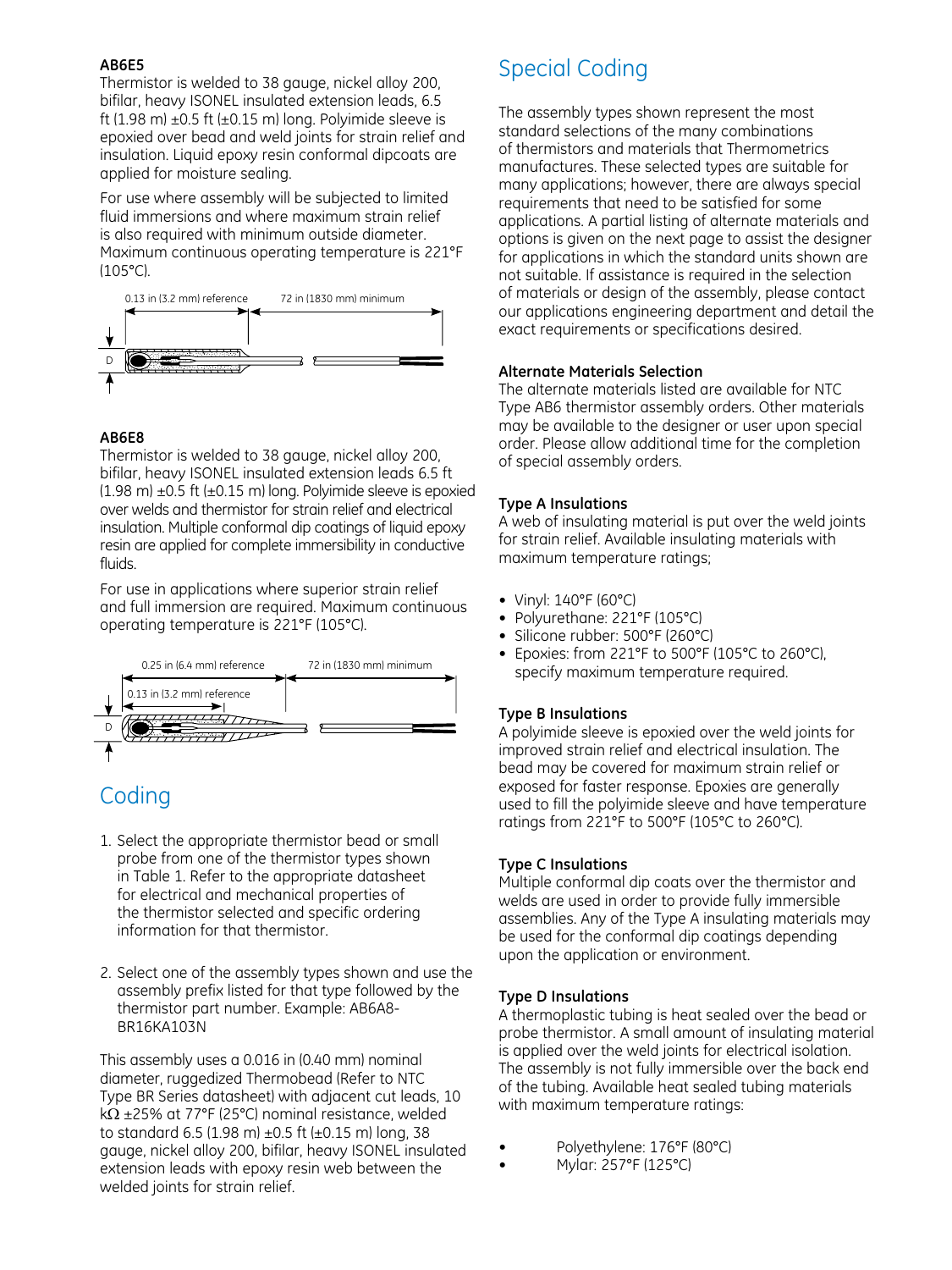**AB6E5**

Thermistor is welded to 38 gauge, nickel alloy 200, bifilar, heavy ISONEL insulated extension leads, 6.5 ft (1.98 m) ±0.5 ft (±0.15 m) long. Polyimide sleeve is epoxied over bead and weld joints for strain relief and insulation. Liquid epoxy resin conformal dipcoats are applied for moisture sealing.

For use where assembly will be subjected to limited fluid immersions and where maximum strain relief is also required with minimum outside diameter. Maximum continuous operating temperature is 221°F (105°C).

0.13 in (3.2 mm) reference — 72 in (1830 mm) minimum — D

**AB6E8**

Thermistor is welded to 38 gauge, nickel alloy 200, bifilar, heavy ISONEL insulated extension leads 6.5 ft (1.98 m) ±0.5 ft (±0.15 m) long. Polyimide sleeve is epoxied over welds and thermistor for strain relief and electrical insulation. Multiple conformal dip coatings of liquid epoxy resin are applied for complete immersibility in conductive fluids.

For use in applications where superior strain relief and full immersion are required. Maximum continuous operating temperature is 221°F (105°C).

0.25 in (6.4 mm) reference — 72 in (1830 mm) minimum — 0.13 in (3.2 mm) reference — D

## Coding

1. Select the appropriate thermistor bead or small probe from one of the thermistor types shown in Table 1. Refer to the appropriate datasheet for electrical and mechanical properties of the thermistor selected and specific ordering information for that thermistor.
2. Select one of the assembly types shown and use the assembly prefix listed for that type followed by the thermistor part number. Example: AB6A8-BR16KA103N

This assembly uses a 0.016 in (0.40 mm) nominal diameter, ruggedized Thermobead (Refer to NTC Type BR Series datasheet) with adjacent cut leads, 10 kΩ ±25% at 77°F (25°C) nominal resistance, welded to standard 6.5 (1.98 m) ±0.5 ft (±0.15 m) long, 38 gauge, nickel alloy 200, bifilar, heavy ISONEL insulated extension leads with epoxy resin web between the welded joints for strain relief.

## Special Coding

The assembly types shown represent the most standard selections of the many combinations of thermistors and materials that Thermometrics manufactures. These selected types are suitable for many applications; however, there are always special requirements that need to be satisfied for some applications. A partial listing of alternate materials and options is given on the next page to assist the designer for applications in which the standard units shown are not suitable. If assistance is required in the selection of materials or design of the assembly, please contact our applications engineering department and detail the exact requirements or specifications desired.

**Alternate Materials Selection**

The alternate materials listed are available for NTC Type AB6 thermistor assembly orders. Other materials may be available to the designer or user upon special order. Please allow additional time for the completion of special assembly orders.

**Type A Insulations**

A web of insulating material is put over the weld joints for strain relief. Available insulating materials with maximum temperature ratings;

- Vinyl: 140°F (60°C)
- Polyurethane: 221°F (105°C)
- Silicone rubber: 500°F (260°C)
- Epoxies: from 221°F to 500°F (105°C to 260°C), specify maximum temperature required.

**Type B Insulations**

A polyimide sleeve is epoxied over the weld joints for improved strain relief and electrical insulation. The bead may be covered for maximum strain relief or exposed for faster response. Epoxies are generally used to fill the polyimide sleeve and have temperature ratings from 221°F to 500°F (105°C to 260°C).

**Type C Insulations**

Multiple conformal dip coats over the thermistor and welds are used in order to provide fully immersible assemblies. Any of the Type A insulating materials may be used for the conformal dip coatings depending upon the application or environment.

**Type D Insulations**

A thermoplastic tubing is heat sealed over the bead or probe thermistor. A small amount of insulating material is applied over the weld joints for electrical isolation. The assembly is not fully immersible over the back end of the tubing. Available heat sealed tubing materials with maximum temperature ratings:

- Polyethylene: 176°F (80°C)
- Mylar: 257°F (125°C)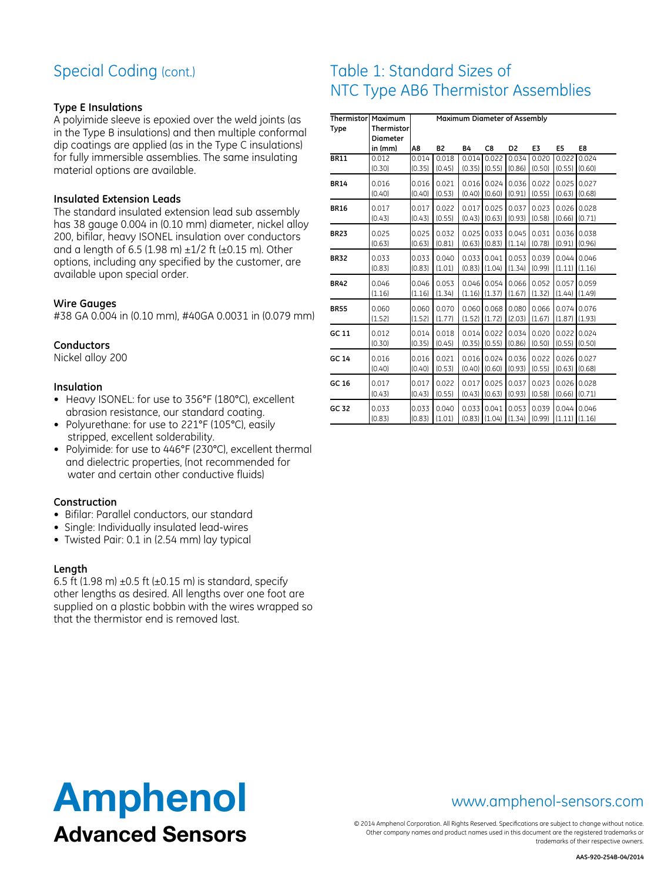## Special Coding (cont.)

### Type E Insulations

A polyimide sleeve is epoxied over the weld joints (as in the Type B insulations) and then multiple conformal dip coatings are applied (as in the Type C insulations) for fully immersible assemblies. The same insulating material options are available.

### Insulated Extension Leads

The standard insulated extension lead sub assembly has 38 gauge 0.004 in (0.10 mm) diameter, nickel alloy 200, bifilar, heavy ISONEL insulation over conductors and a length of 6.5 (1.98 m) ±1/2 ft (±0.15 m). Other options, including any specified by the customer, are available upon special order.

### Wire Gauges

#38 GA 0.004 in (0.10 mm), #40GA 0.0031 in (0.079 mm)

### Conductors

Nickel alloy 200

### Insulation

- Heavy ISONEL: for use to 356°F (180°C), excellent abrasion resistance, our standard coating.
- Polyurethane: for use to 221°F (105°C), easily stripped, excellent solderability.
- Polyimide: for use to 446°F (230°C), excellent thermal and dielectric properties, (not recommended for water and certain other conductive fluids)

### Construction

- Bifilar: Parallel conductors, our standard
- Single: Individually insulated lead-wires
- Twisted Pair: 0.1 in (2.54 mm) lay typical

### Length

6.5 ft (1.98 m) ±0.5 ft (±0.15 m) is standard, specify other lengths as desired. All lengths over one foot are supplied on a plastic bobbin with the wires wrapped so that the thermistor end is removed last.

## Table 1: Standard Sizes of NTC Type AB6 Thermistor Assemblies

| Thermistor Type | Maximum Thermistor Diameter in (mm) | Maximum Diameter of Assembly | | | | | | | |
|---|---|---|---|---|---|---|---|---|---|
| | | A8 | B2 | B4 | C8 | D2 | E3 | E5 | E8 |
| **BR11** | 0.012 (0.30) | 0.014 (0.35) | 0.018 (0.45) | 0.014 (0.35) | 0.022 (0.55) | 0.034 (0.86) | 0.020 (0.50) | 0.022 (0.55) | 0.024 (0.60) |
| **BR14** | 0.016 (0.40) | 0.016 (0.40) | 0.021 (0.53) | 0.016 (0.40) | 0.024 (0.60) | 0.036 (0.91) | 0.022 (0.55) | 0.025 (0.63) | 0.027 (0.68) |
| **BR16** | 0.017 (0.43) | 0.017 (0.43) | 0.022 (0.55) | 0.017 (0.43) | 0.025 (0.63) | 0.037 (0.93) | 0.023 (0.58) | 0.026 (0.66) | 0.028 (0.71) |
| **BR23** | 0.025 (0.63) | 0.025 (0.63) | 0.032 (0.81) | 0.025 (0.63) | 0.033 (0.83) | 0.045 (1.14) | 0.031 (0.78) | 0.036 (0.91) | 0.038 (0.96) |
| **BR32** | 0.033 (0.83) | 0.033 (0.83) | 0.040 (1.01) | 0.033 (0.83) | 0.041 (1.04) | 0.053 (1.34) | 0.039 (0.99) | 0.044 (1.11) | 0.046 (1.16) |
| **BR42** | 0.046 (1.16) | 0.046 (1.16) | 0.053 (1.34) | 0.046 (1.16) | 0.054 (1.37) | 0.066 (1.67) | 0.052 (1.32) | 0.057 (1.44) | 0.059 (1.49) |
| **BR55** | 0.060 (1.52) | 0.060 (1.52) | 0.070 (1.77) | 0.060 (1.52) | 0.068 (1.72) | 0.080 (2.03) | 0.066 (1.67) | 0.074 (1.87) | 0.076 (1.93) |
| **GC 11** | 0.012 (0.30) | 0.014 (0.35) | 0.018 (0.45) | 0.014 (0.35) | 0.022 (0.55) | 0.034 (0.86) | 0.020 (0.50) | 0.022 (0.55) | 0.024 (0.50) |
| **GC 14** | 0.016 (0.40) | 0.016 (0.40) | 0.021 (0.53) | 0.016 (0.40) | 0.024 (0.60) | 0.036 (0.93) | 0.022 (0.55) | 0.026 (0.63) | 0.027 (0.68) |
| **GC 16** | 0.017 (0.43) | 0.017 (0.43) | 0.022 (0.55) | 0.017 (0.43) | 0.025 (0.63) | 0.037 (0.93) | 0.023 (0.58) | 0.026 (0.66) | 0.028 (0.71) |
| **GC 32** | 0.033 (0.83) | 0.033 (0.83) | 0.040 (1.01) | 0.033 (0.83) | 0.041 (1.04) | 0.053 (1.34) | 0.039 (0.99) | 0.044 (1.11) | 0.046 (1.16) |

**Amphenol**
**Advanced Sensors**

www.amphenol-sensors.com

© 2014 Amphenol Corporation. All Rights Reserved. Specifications are subject to change without notice. Other company names and product names used in this document are the registered trademarks or trademarks of their respective owners.

AAS-920-254B-04/2014